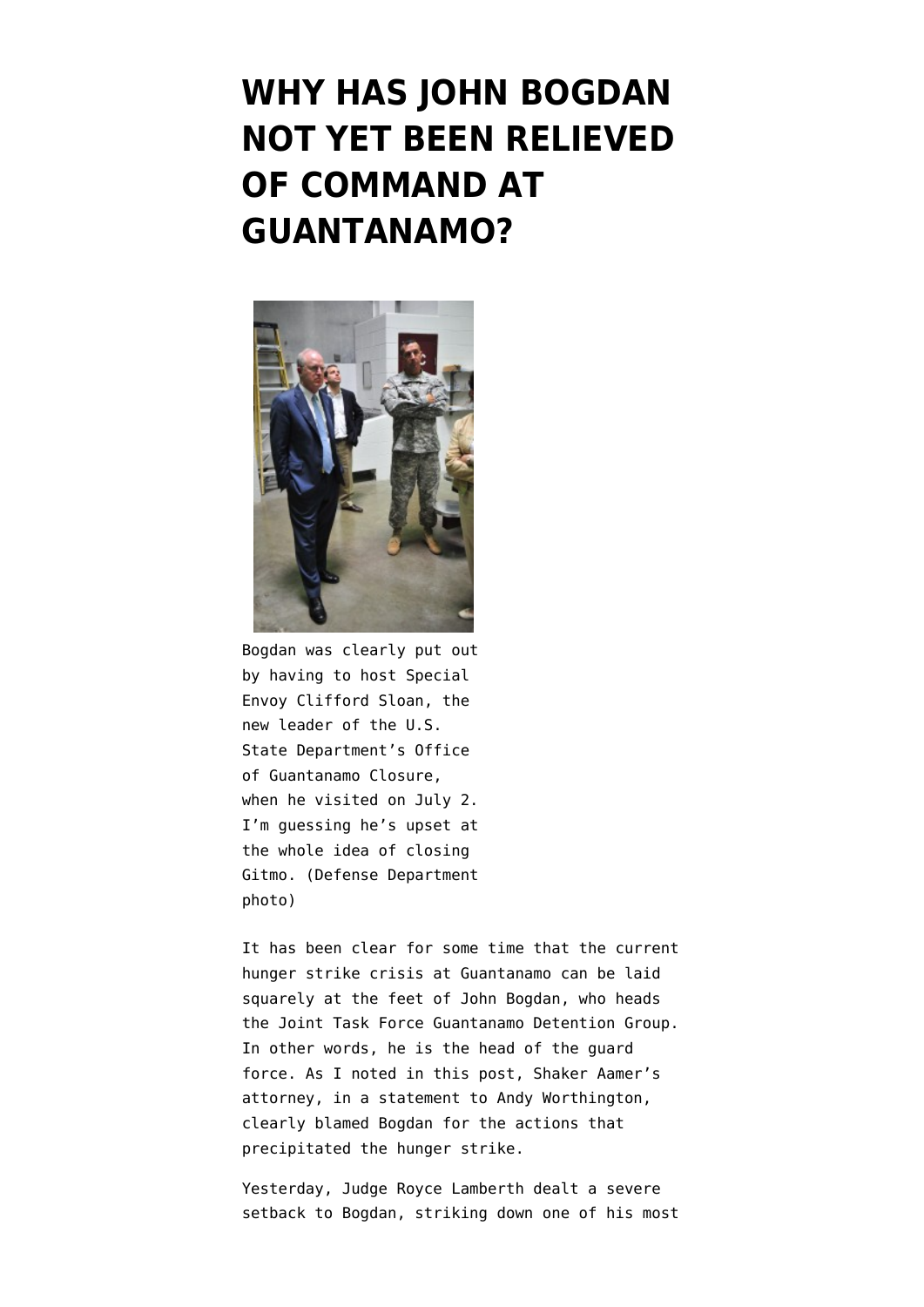# WHY HAS JOHN BOGDAN NOT YET BEEN RELIEVED OF COMMAND AT GUANTANAMO?

Bogdan was clearly put out by having to host Special Envoy Clifford Sloan, the new leader of the U.S. State Department's Office of Guantanamo Closure, when he visited on July 2. I'm guessing he's upset at the whole idea of closing Gitmo. (Defense Department photo)

It has been clear for some time that the current hunger strike crisis at Guantanamo can be laid squarely at the feet of John Bogdan, who heads the Joint Task Force Guantanamo Detention Group. In other words, he is the head of the guard force. As I noted in this post, Shaker Aamer's attorney, in a statement to Andy Worthington, clearly blamed Bogdan for the actions that precipitated the hunger strike.

Yesterday, Judge Royce Lamberth dealt a severe setback to Bogdan, striking down one of his most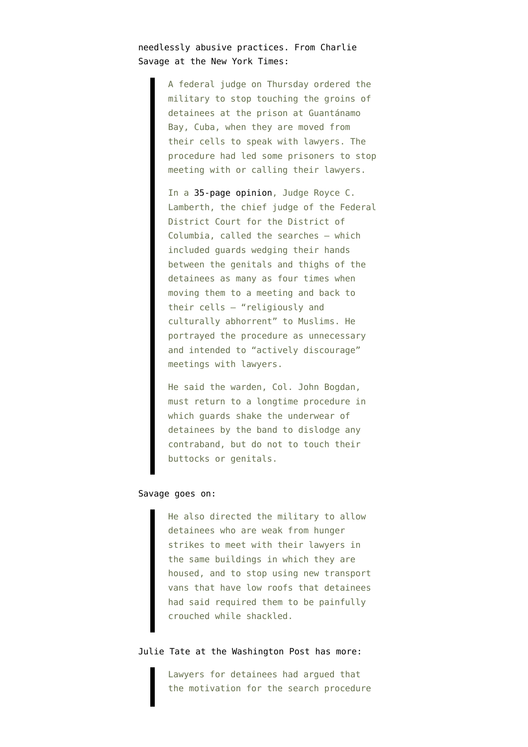needlessly abusive practices. From Charlie Savage at the New York Times:

> A federal judge on Thursday ordered the military to stop touching the groins of detainees at the prison at Guantánamo Bay, Cuba, when they are moved from their cells to speak with lawyers. The procedure had led some prisoners to stop meeting with or calling their lawyers.
>
> In a 35-page opinion, Judge Royce C. Lamberth, the chief judge of the Federal District Court for the District of Columbia, called the searches — which included guards wedging their hands between the genitals and thighs of the detainees as many as four times when moving them to a meeting and back to their cells — "religiously and culturally abhorrent" to Muslims. He portrayed the procedure as unnecessary and intended to "actively discourage" meetings with lawyers.
>
> He said the warden, Col. John Bogdan, must return to a longtime procedure in which guards shake the underwear of detainees by the band to dislodge any contraband, but do not to touch their buttocks or genitals.

Savage goes on:

> He also directed the military to allow detainees who are weak from hunger strikes to meet with their lawyers in the same buildings in which they are housed, and to stop using new transport vans that have low roofs that detainees had said required them to be painfully crouched while shackled.

Julie Tate at the Washington Post has more:

> Lawyers for detainees had argued that the motivation for the search procedure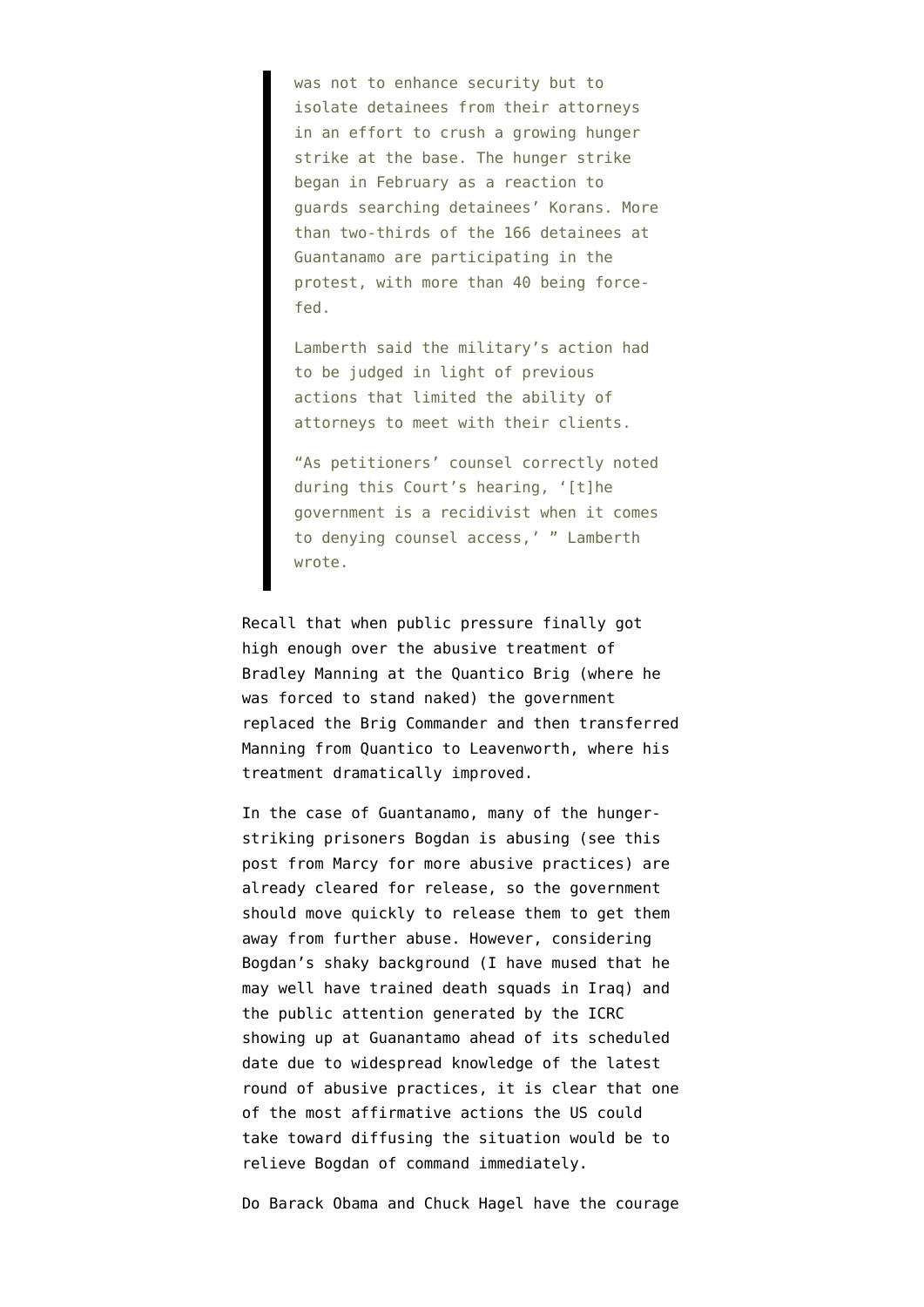> was not to enhance security but to isolate detainees from their attorneys in an effort to crush a growing hunger strike at the base. The hunger strike began in February as a reaction to guards searching detainees' Korans. More than two-thirds of the 166 detainees at Guantanamo are participating in the protest, with more than 40 being force-fed.
>
> Lamberth said the military's action had to be judged in light of previous actions that limited the ability of attorneys to meet with their clients.
>
> "As petitioners' counsel correctly noted during this Court's hearing, '[t]he government is a recidivist when it comes to denying counsel access,' " Lamberth wrote.

Recall that when public pressure finally got high enough over the abusive treatment of Bradley Manning at the Quantico Brig (where he was forced to stand naked) the government replaced the Brig Commander and then transferred Manning from Quantico to Leavenworth, where his treatment dramatically improved.

In the case of Guantanamo, many of the hunger-striking prisoners Bogdan is abusing (see this post from Marcy for more abusive practices) are already cleared for release, so the government should move quickly to release them to get them away from further abuse. However, considering Bogdan's shaky background (I have mused that he may well have trained death squads in Iraq) and the public attention generated by the ICRC showing up at Guanantamo ahead of its scheduled date due to widespread knowledge of the latest round of abusive practices, it is clear that one of the most affirmative actions the US could take toward diffusing the situation would be to relieve Bogdan of command immediately.

Do Barack Obama and Chuck Hagel have the courage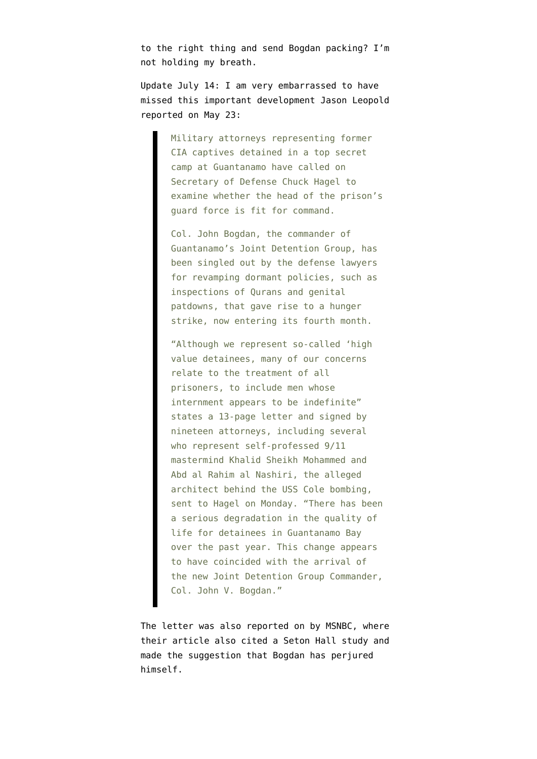to the right thing and send Bogdan packing? I'm not holding my breath.

Update July 14: I am very embarrassed to have missed this important development Jason Leopold reported on May 23:

> Military attorneys representing former CIA captives detained in a top secret camp at Guantanamo have called on Secretary of Defense Chuck Hagel to examine whether the head of the prison's guard force is fit for command.
>
> Col. John Bogdan, the commander of Guantanamo's Joint Detention Group, has been singled out by the defense lawyers for revamping dormant policies, such as inspections of Qurans and genital patdowns, that gave rise to a hunger strike, now entering its fourth month.
>
> "Although we represent so-called 'high value detainees, many of our concerns relate to the treatment of all prisoners, to include men whose internment appears to be indefinite" states a 13-page letter and signed by nineteen attorneys, including several who represent self-professed 9/11 mastermind Khalid Sheikh Mohammed and Abd al Rahim al Nashiri, the alleged architect behind the USS Cole bombing, sent to Hagel on Monday. "There has been a serious degradation in the quality of life for detainees in Guantanamo Bay over the past year. This change appears to have coincided with the arrival of the new Joint Detention Group Commander, Col. John V. Bogdan."

The letter was also reported on by MSNBC, where their article also cited a Seton Hall study and made the suggestion that Bogdan has perjured himself.